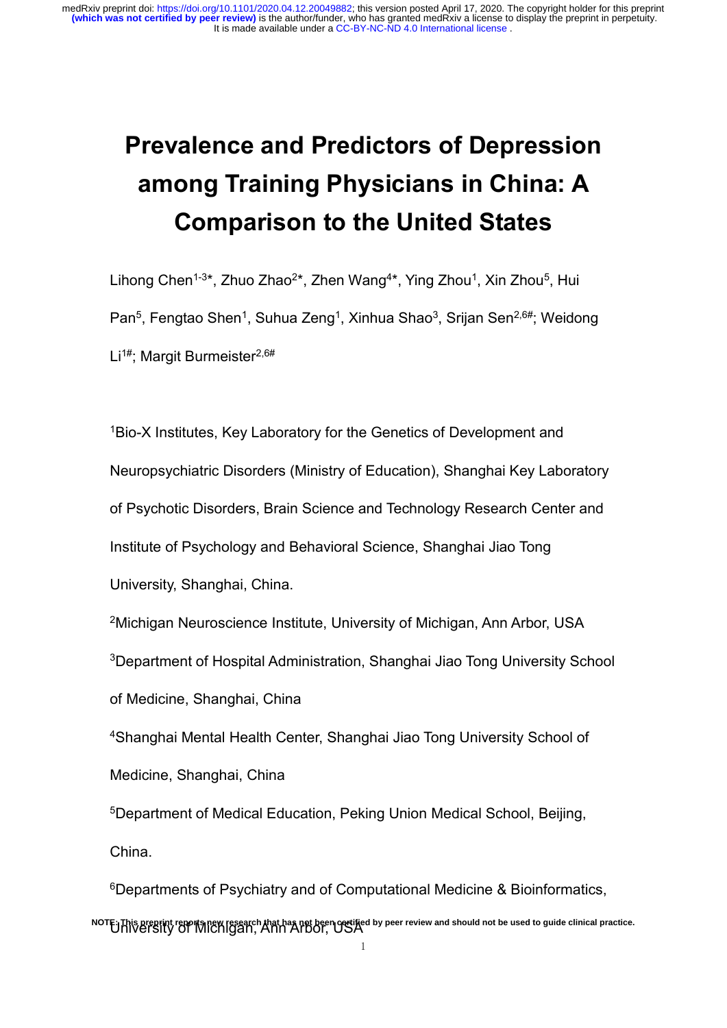# Prevalence and Predictors of Depression among Training Physicians in China: A Comparison to the United States

Lihong Chen[1-3]*, Zhuo Zhao[2]*, Zhen Wang[4]*, Ying Zhou[1], Xin Zhou[5], Hui Pan[5], Fengtao Shen[1], Suhua Zeng[1], Xinhua Shao[3], Srijan Sen[2,6#]; Weidong Li[1#]; Margit Burmeister[2,6#]

[1]Bio-X Institutes, Key Laboratory for the Genetics of Development and Neuropsychiatric Disorders (Ministry of Education), Shanghai Key Laboratory of Psychotic Disorders, Brain Science and Technology Research Center and Institute of Psychology and Behavioral Science, Shanghai Jiao Tong University, Shanghai, China.

[2]Michigan Neuroscience Institute, University of Michigan, Ann Arbor, USA

[3]Department of Hospital Administration, Shanghai Jiao Tong University School of Medicine, Shanghai, China

[4]Shanghai Mental Health Center, Shanghai Jiao Tong University School of Medicine, Shanghai, China

[5]Department of Medical Education, Peking Union Medical School, Beijing, China.

[6]Departments of Psychiatry and of Computational Medicine & Bioinformatics, University of Michigan, Ann Arbor, USA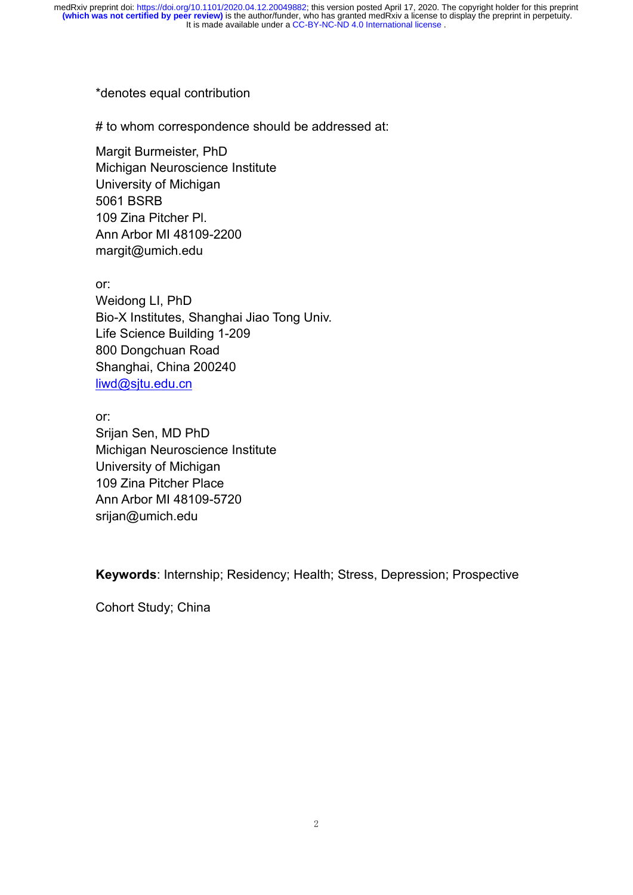*denotes equal contribution

# to whom correspondence should be addressed at:

Margit Burmeister, PhD
Michigan Neuroscience Institute
University of Michigan
5061 BSRB
109 Zina Pitcher Pl.
Ann Arbor MI 48109-2200
margit@umich.edu

or:
Weidong LI, PhD
Bio-X Institutes, Shanghai Jiao Tong Univ.
Life Science Building 1-209
800 Dongchuan Road
Shanghai, China 200240
liwd@sjtu.edu.cn

or:
Srijan Sen, MD PhD
Michigan Neuroscience Institute
University of Michigan
109 Zina Pitcher Place
Ann Arbor MI 48109-5720
srijan@umich.edu

**Keywords**: Internship; Residency; Health; Stress, Depression; Prospective Cohort Study; China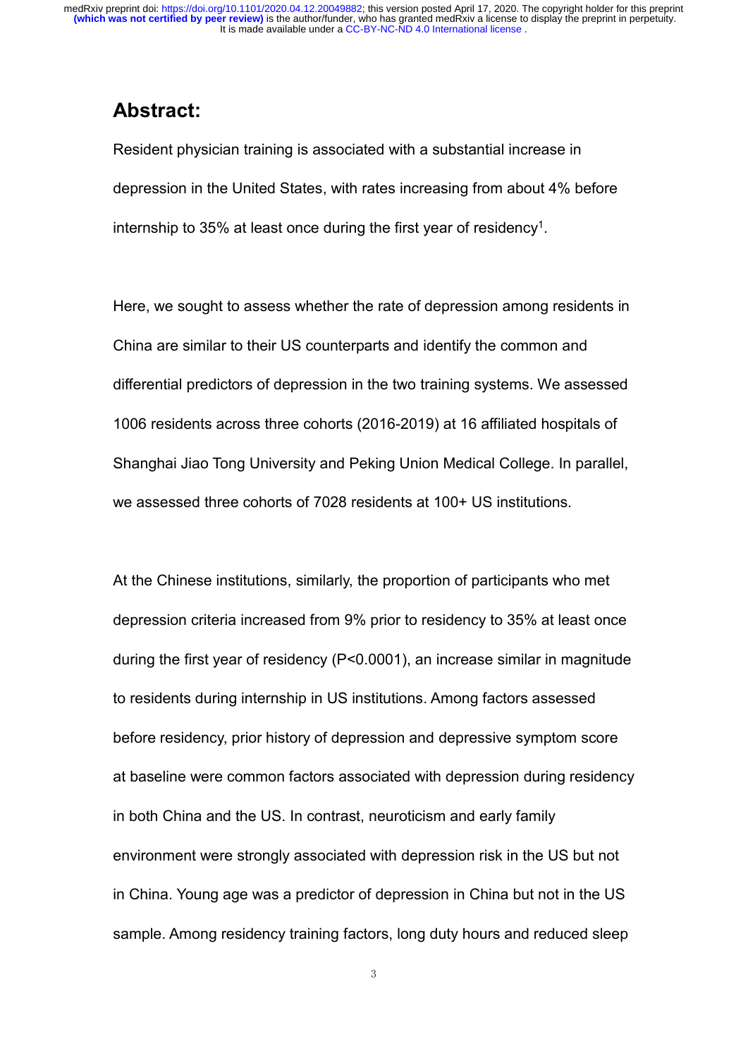## Abstract:

Resident physician training is associated with a substantial increase in depression in the United States, with rates increasing from about 4% before internship to 35% at least once during the first year of residency[1].

Here, we sought to assess whether the rate of depression among residents in China are similar to their US counterparts and identify the common and differential predictors of depression in the two training systems. We assessed 1006 residents across three cohorts (2016-2019) at 16 affiliated hospitals of Shanghai Jiao Tong University and Peking Union Medical College. In parallel, we assessed three cohorts of 7028 residents at 100+ US institutions.

At the Chinese institutions, similarly, the proportion of participants who met depression criteria increased from 9% prior to residency to 35% at least once during the first year of residency ($P<0.0001$), an increase similar in magnitude to residents during internship in US institutions. Among factors assessed before residency, prior history of depression and depressive symptom score at baseline were common factors associated with depression during residency in both China and the US. In contrast, neuroticism and early family environment were strongly associated with depression risk in the US but not in China. Young age was a predictor of depression in China but not in the US sample. Among residency training factors, long duty hours and reduced sleep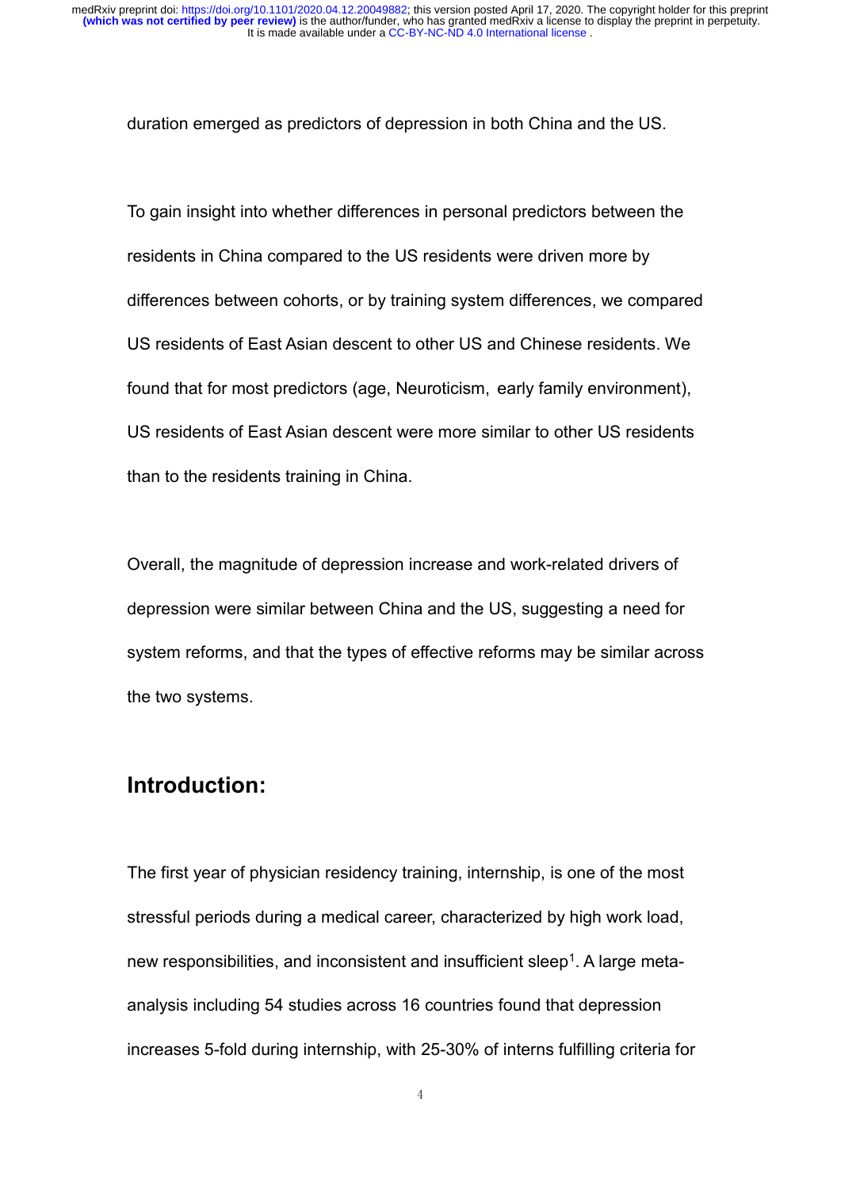duration emerged as predictors of depression in both China and the US.

To gain insight into whether differences in personal predictors between the residents in China compared to the US residents were driven more by differences between cohorts, or by training system differences, we compared US residents of East Asian descent to other US and Chinese residents. We found that for most predictors (age, Neuroticism, early family environment), US residents of East Asian descent were more similar to other US residents than to the residents training in China.

Overall, the magnitude of depression increase and work-related drivers of depression were similar between China and the US, suggesting a need for system reforms, and that the types of effective reforms may be similar across the two systems.

## Introduction:

The first year of physician residency training, internship, is one of the most stressful periods during a medical career, characterized by high work load, new responsibilities, and inconsistent and insufficient sleep[1]. A large meta-analysis including 54 studies across 16 countries found that depression increases 5-fold during internship, with 25-30% of interns fulfilling criteria for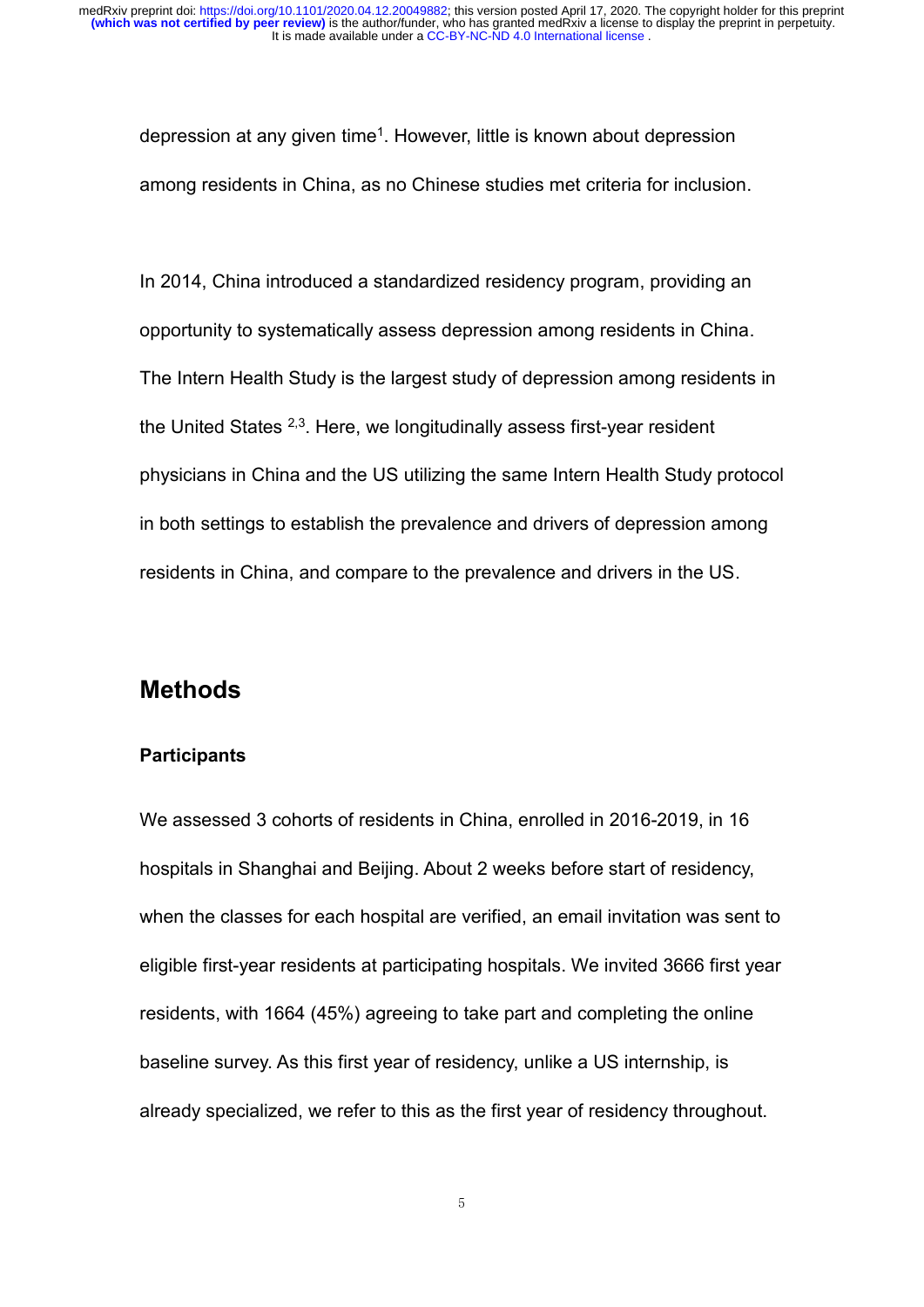depression at any given time[1]. However, little is known about depression among residents in China, as no Chinese studies met criteria for inclusion.

In 2014, China introduced a standardized residency program, providing an opportunity to systematically assess depression among residents in China. The Intern Health Study is the largest study of depression among residents in the United States [2,3]. Here, we longitudinally assess first-year resident physicians in China and the US utilizing the same Intern Health Study protocol in both settings to establish the prevalence and drivers of depression among residents in China, and compare to the prevalence and drivers in the US.

## Methods

### Participants

We assessed 3 cohorts of residents in China, enrolled in 2016-2019, in 16 hospitals in Shanghai and Beijing. About 2 weeks before start of residency, when the classes for each hospital are verified, an email invitation was sent to eligible first-year residents at participating hospitals. We invited 3666 first year residents, with 1664 (45%) agreeing to take part and completing the online baseline survey. As this first year of residency, unlike a US internship, is already specialized, we refer to this as the first year of residency throughout.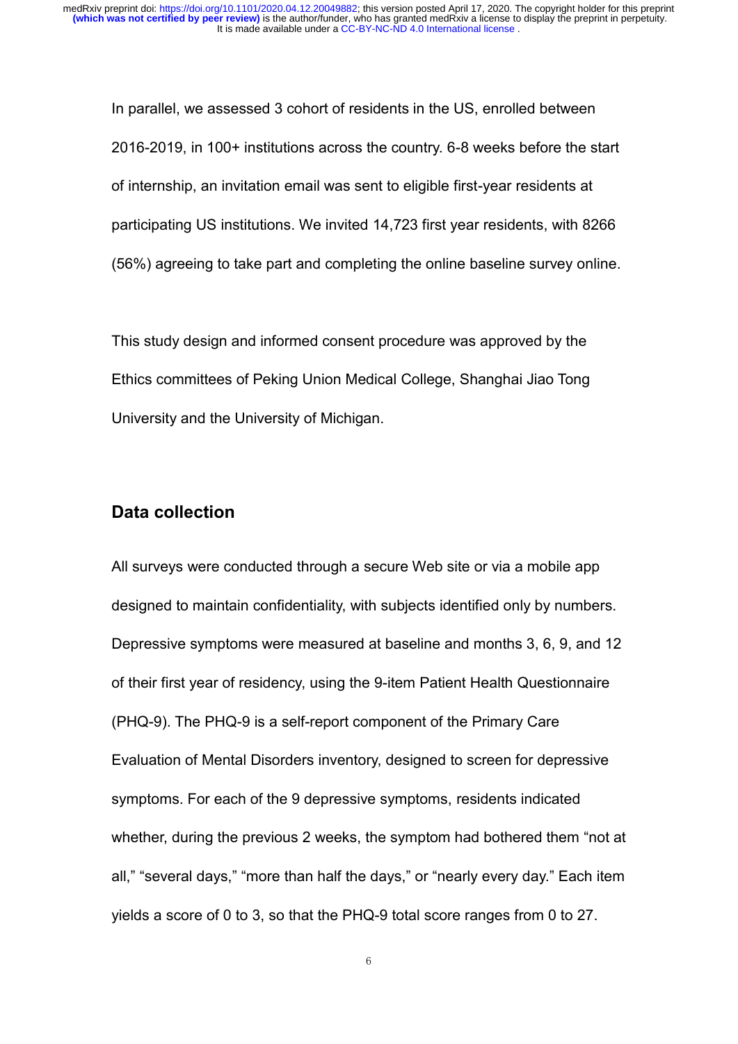In parallel, we assessed 3 cohort of residents in the US, enrolled between 2016-2019, in 100+ institutions across the country. 6-8 weeks before the start of internship, an invitation email was sent to eligible first-year residents at participating US institutions. We invited 14,723 first year residents, with 8266 (56%) agreeing to take part and completing the online baseline survey online.

This study design and informed consent procedure was approved by the Ethics committees of Peking Union Medical College, Shanghai Jiao Tong University and the University of Michigan.

## Data collection

All surveys were conducted through a secure Web site or via a mobile app designed to maintain confidentiality, with subjects identified only by numbers. Depressive symptoms were measured at baseline and months 3, 6, 9, and 12 of their first year of residency, using the 9-item Patient Health Questionnaire (PHQ-9). The PHQ-9 is a self-report component of the Primary Care Evaluation of Mental Disorders inventory, designed to screen for depressive symptoms. For each of the 9 depressive symptoms, residents indicated whether, during the previous 2 weeks, the symptom had bothered them "not at all," "several days," "more than half the days," or "nearly every day." Each item yields a score of 0 to 3, so that the PHQ-9 total score ranges from 0 to 27.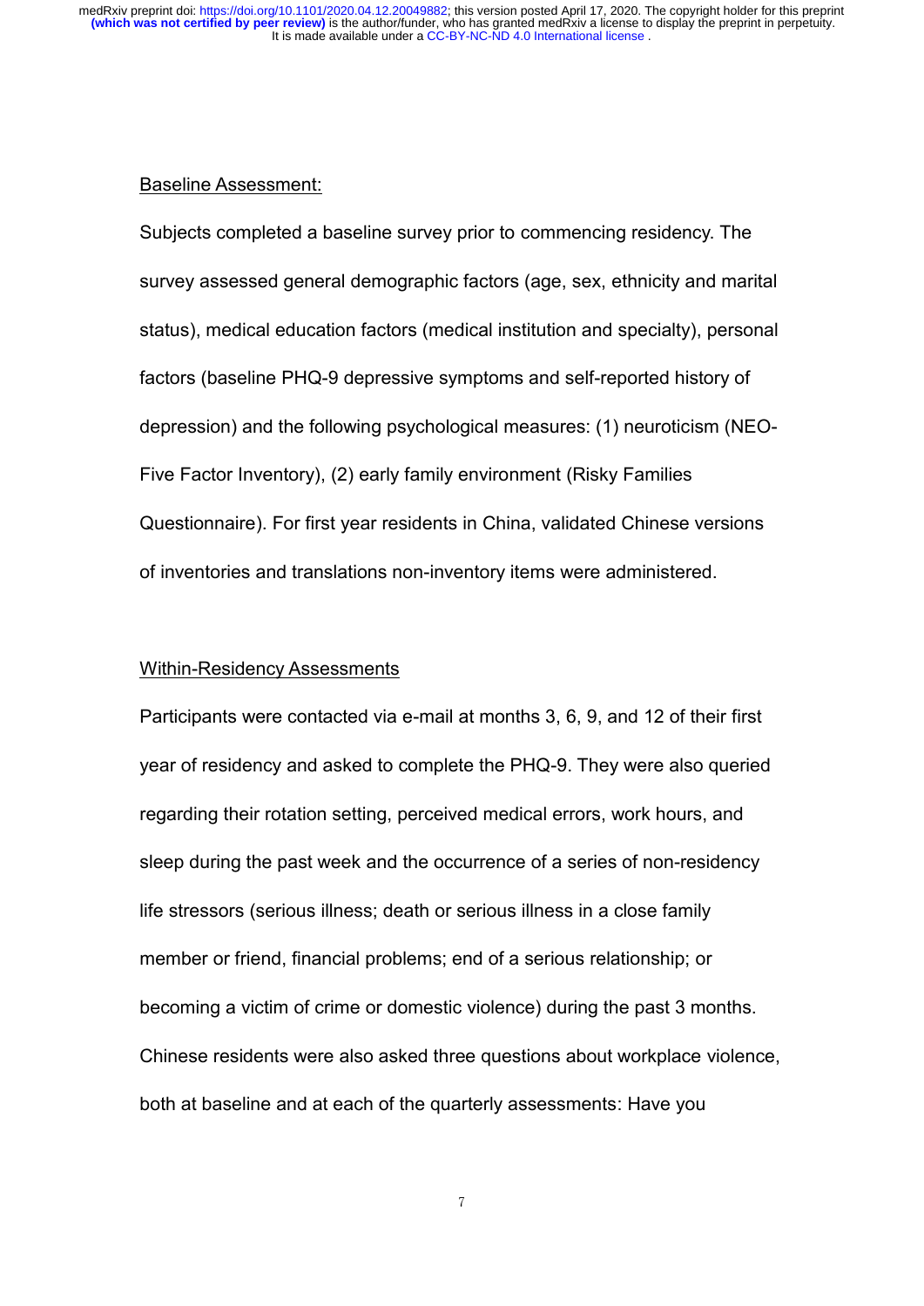Baseline Assessment:

Subjects completed a baseline survey prior to commencing residency. The survey assessed general demographic factors (age, sex, ethnicity and marital status), medical education factors (medical institution and specialty), personal factors (baseline PHQ-9 depressive symptoms and self-reported history of depression) and the following psychological measures: (1) neuroticism (NEO-Five Factor Inventory), (2) early family environment (Risky Families Questionnaire). For first year residents in China, validated Chinese versions of inventories and translations non-inventory items were administered.

Within-Residency Assessments

Participants were contacted via e-mail at months 3, 6, 9, and 12 of their first year of residency and asked to complete the PHQ-9. They were also queried regarding their rotation setting, perceived medical errors, work hours, and sleep during the past week and the occurrence of a series of non-residency life stressors (serious illness; death or serious illness in a close family member or friend, financial problems; end of a serious relationship; or becoming a victim of crime or domestic violence) during the past 3 months. Chinese residents were also asked three questions about workplace violence, both at baseline and at each of the quarterly assessments: Have you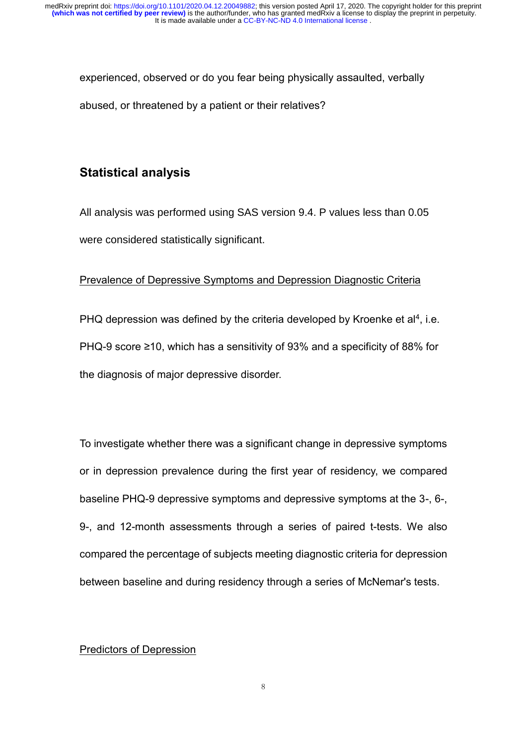experienced, observed or do you fear being physically assaulted, verbally abused, or threatened by a patient or their relatives?

## Statistical analysis

All analysis was performed using SAS version 9.4. P values less than 0.05 were considered statistically significant.

Prevalence of Depressive Symptoms and Depression Diagnostic Criteria

PHQ depression was defined by the criteria developed by Kroenke et al[4], i.e. PHQ-9 score ≥10, which has a sensitivity of 93% and a specificity of 88% for the diagnosis of major depressive disorder.

To investigate whether there was a significant change in depressive symptoms or in depression prevalence during the first year of residency, we compared baseline PHQ-9 depressive symptoms and depressive symptoms at the 3-, 6-, 9-, and 12-month assessments through a series of paired t-tests. We also compared the percentage of subjects meeting diagnostic criteria for depression between baseline and during residency through a series of McNemar's tests.

Predictors of Depression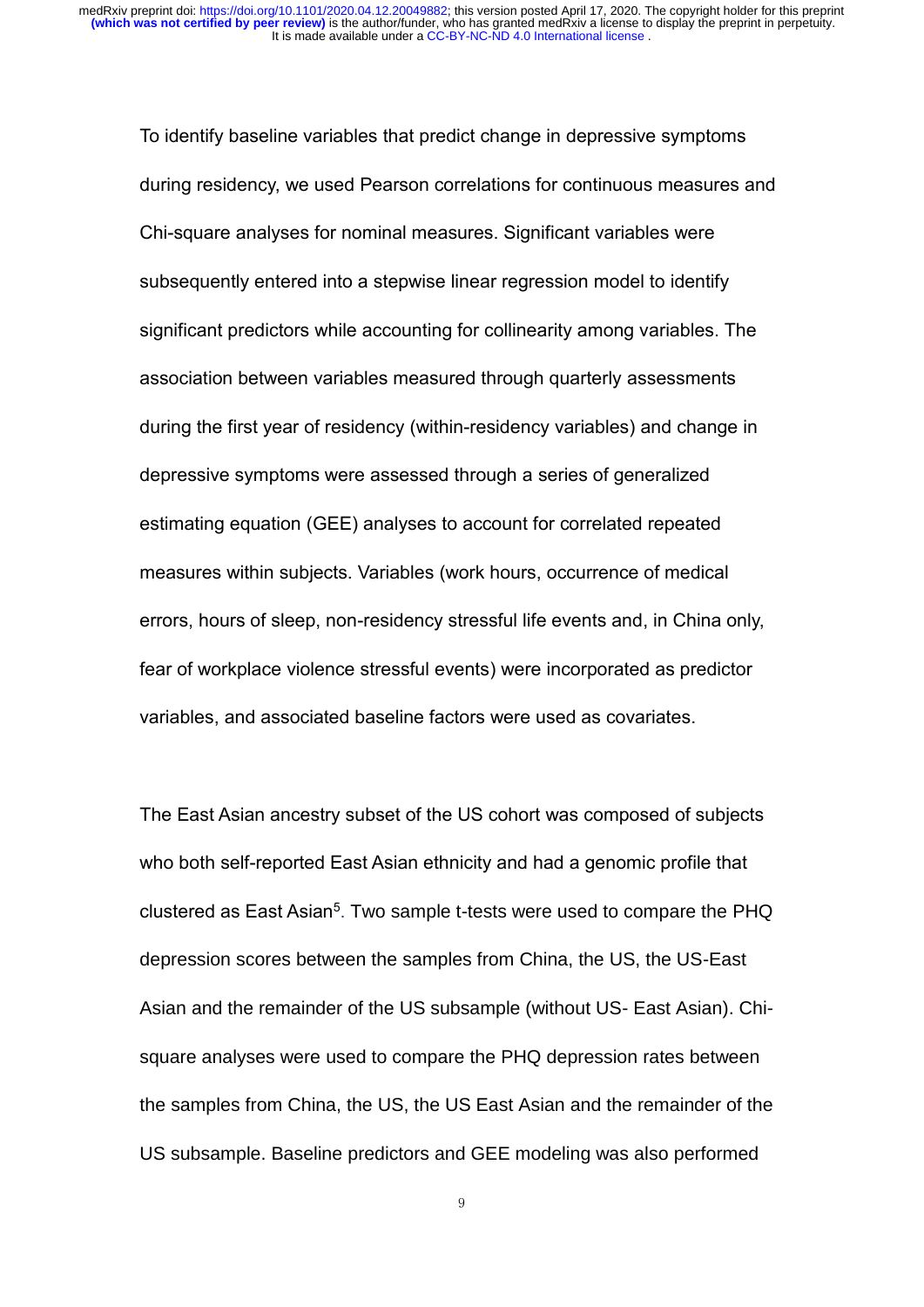To identify baseline variables that predict change in depressive symptoms during residency, we used Pearson correlations for continuous measures and Chi-square analyses for nominal measures. Significant variables were subsequently entered into a stepwise linear regression model to identify significant predictors while accounting for collinearity among variables. The association between variables measured through quarterly assessments during the first year of residency (within-residency variables) and change in depressive symptoms were assessed through a series of generalized estimating equation (GEE) analyses to account for correlated repeated measures within subjects. Variables (work hours, occurrence of medical errors, hours of sleep, non-residency stressful life events and, in China only, fear of workplace violence stressful events) were incorporated as predictor variables, and associated baseline factors were used as covariates.

The East Asian ancestry subset of the US cohort was composed of subjects who both self-reported East Asian ethnicity and had a genomic profile that clustered as East Asian[5]. Two sample t-tests were used to compare the PHQ depression scores between the samples from China, the US, the US-East Asian and the remainder of the US subsample (without US- East Asian). Chi-square analyses were used to compare the PHQ depression rates between the samples from China, the US, the US East Asian and the remainder of the US subsample. Baseline predictors and GEE modeling was also performed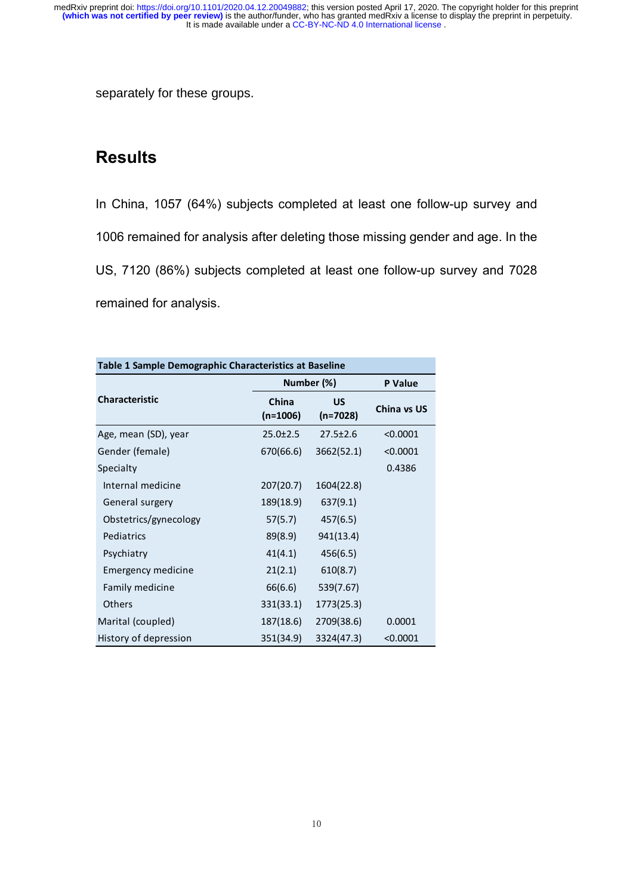separately for these groups.

## Results

In China, 1057 (64%) subjects completed at least one follow-up survey and 1006 remained for analysis after deleting those missing gender and age. In the US, 7120 (86%) subjects completed at least one follow-up survey and 7028 remained for analysis.

**Table 1 Sample Demographic Characteristics at Baseline**

| Characteristic | Number (%) | | P Value |
|---|---|---|---|
| | China (n=1006) | US (n=7028) | China vs US |
| Age, mean (SD), year | 25.0±2.5 | 27.5±2.6 | <0.0001 |
| Gender (female) | 670(66.6) | 3662(52.1) | <0.0001 |
| Specialty | | | 0.4386 |
| Internal medicine | 207(20.7) | 1604(22.8) | |
| General surgery | 189(18.9) | 637(9.1) | |
| Obstetrics/gynecology | 57(5.7) | 457(6.5) | |
| Pediatrics | 89(8.9) | 941(13.4) | |
| Psychiatry | 41(4.1) | 456(6.5) | |
| Emergency medicine | 21(2.1) | 610(8.7) | |
| Family medicine | 66(6.6) | 539(7.67) | |
| Others | 331(33.1) | 1773(25.3) | |
| Marital (coupled) | 187(18.6) | 2709(38.6) | 0.0001 |
| History of depression | 351(34.9) | 3324(47.3) | <0.0001 |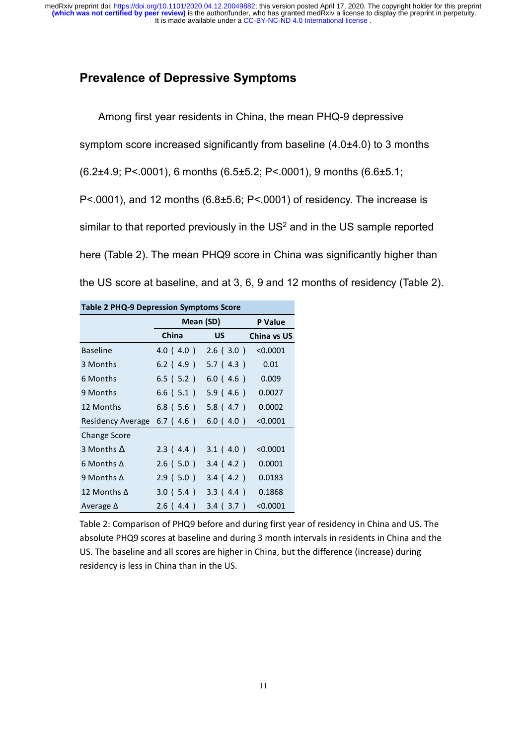## Prevalence of Depressive Symptoms

Among first year residents in China, the mean PHQ-9 depressive symptom score increased significantly from baseline (4.0±4.0) to 3 months (6.2±4.9; P<.0001), 6 months (6.5±5.2; P<.0001), 9 months (6.6±5.1; P<.0001), and 12 months (6.8±5.6; P<.0001) of residency. The increase is similar to that reported previously in the US[2] and in the US sample reported here (Table 2). The mean PHQ9 score in China was significantly higher than the US score at baseline, and at 3, 6, 9 and 12 months of residency (Table 2).

**Table 2 PHQ-9 Depression Symptoms Score**

| | Mean (SD) | | P Value |
|---|---|---|---|
| | China | US | China vs US |
| Baseline | 4.0 ( 4.0 ) | 2.6 ( 3.0 ) | <0.0001 |
| 3 Months | 6.2 ( 4.9 ) | 5.7 ( 4.3 ) | 0.01 |
| 6 Months | 6.5 ( 5.2 ) | 6.0 ( 4.6 ) | 0.009 |
| 9 Months | 6.6 ( 5.1 ) | 5.9 ( 4.6 ) | 0.0027 |
| 12 Months | 6.8 ( 5.6 ) | 5.8 ( 4.7 ) | 0.0002 |
| Residency Average | 6.7 ( 4.6 ) | 6.0 ( 4.0 ) | <0.0001 |
| Change Score | | | |
| 3 Months Δ | 2.3 ( 4.4 ) | 3.1 ( 4.0 ) | <0.0001 |
| 6 Months Δ | 2.6 ( 5.0 ) | 3.4 ( 4.2 ) | 0.0001 |
| 9 Months Δ | 2.9 ( 5.0 ) | 3.4 ( 4.2 ) | 0.0183 |
| 12 Months Δ | 3.0 ( 5.4 ) | 3.3 ( 4.4 ) | 0.1868 |
| Average Δ | 2.6 ( 4.4 ) | 3.4 ( 3.7 ) | <0.0001 |

Table 2: Comparison of PHQ9 before and during first year of residency in China and US. The absolute PHQ9 scores at baseline and during 3 month intervals in residents in China and the US. The baseline and all scores are higher in China, but the difference (increase) during residency is less in China than in the US.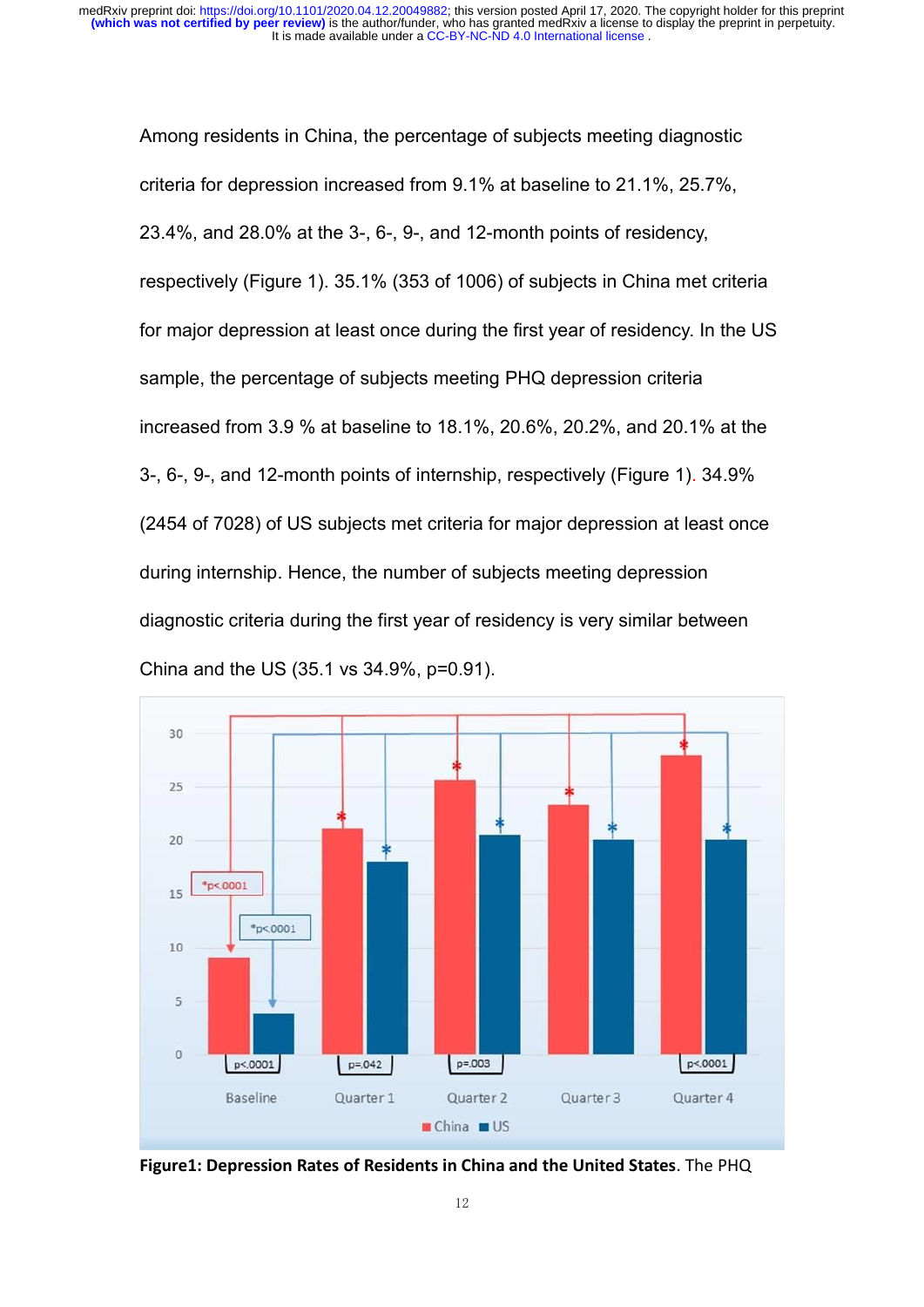Among residents in China, the percentage of subjects meeting diagnostic criteria for depression increased from 9.1% at baseline to 21.1%, 25.7%, 23.4%, and 28.0% at the 3-, 6-, 9-, and 12-month points of residency, respectively (Figure 1). 35.1% (353 of 1006) of subjects in China met criteria for major depression at least once during the first year of residency. In the US sample, the percentage of subjects meeting PHQ depression criteria increased from 3.9 % at baseline to 18.1%, 20.6%, 20.2%, and 20.1% at the 3-, 6-, 9-, and 12-month points of internship, respectively (Figure 1). 34.9% (2454 of 7028) of US subjects met criteria for major depression at least once during internship. Hence, the number of subjects meeting depression diagnostic criteria during the first year of residency is very similar between China and the US (35.1 vs 34.9%, p=0.91).

**Figure1: Depression Rates of Residents in China and the United States**. The PHQ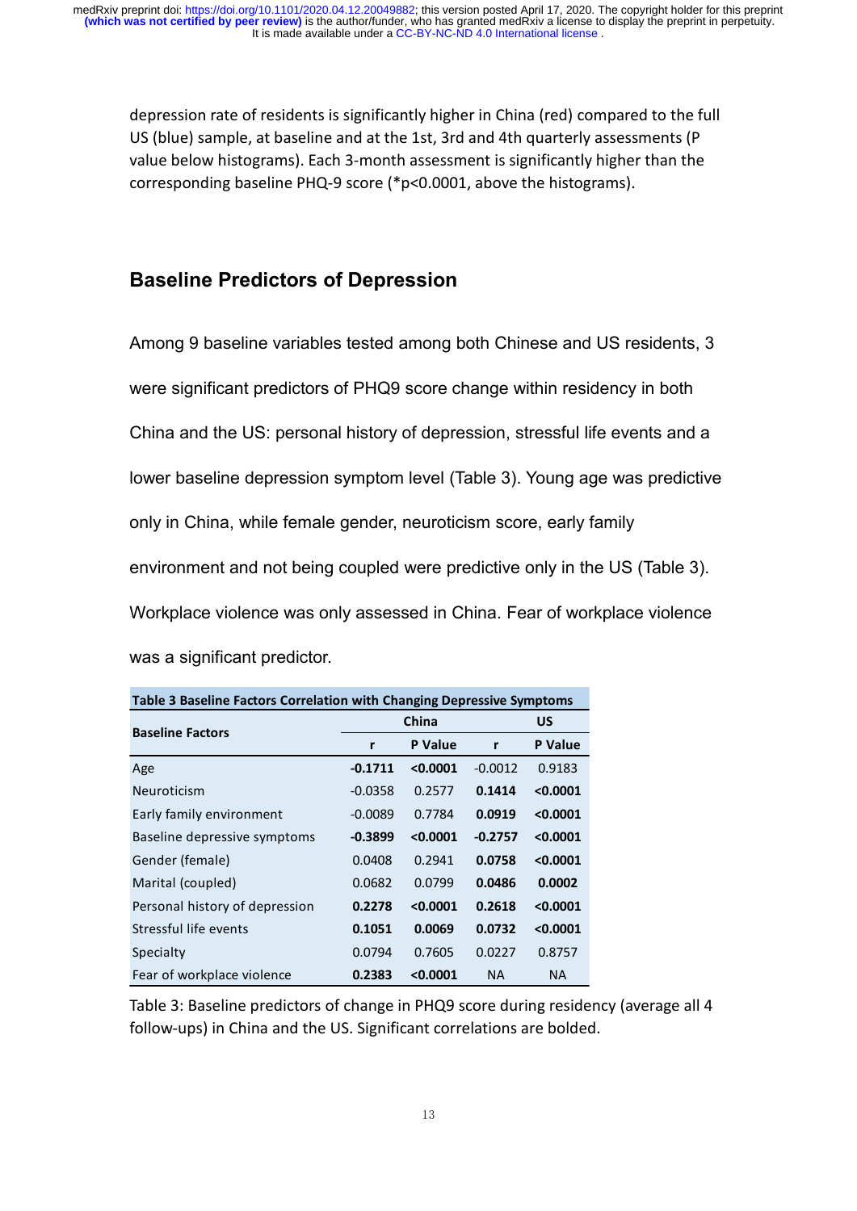depression rate of residents is significantly higher in China (red) compared to the full US (blue) sample, at baseline and at the 1st, 3rd and 4th quarterly assessments (P value below histograms). Each 3-month assessment is significantly higher than the corresponding baseline PHQ-9 score (*p<0.0001, above the histograms).

## Baseline Predictors of Depression

Among 9 baseline variables tested among both Chinese and US residents, 3 were significant predictors of PHQ9 score change within residency in both China and the US: personal history of depression, stressful life events and a lower baseline depression symptom level (Table 3). Young age was predictive only in China, while female gender, neuroticism score, early family environment and not being coupled were predictive only in the US (Table 3). Workplace violence was only assessed in China. Fear of workplace violence was a significant predictor.

**Table 3 Baseline Factors Correlation with Changing Depressive Symptoms**

| Baseline Factors | China | | US | |
|---|---|---|---|---|
| | r | P Value | r | P Value |
| Age | **-0.1711** | **<0.0001** | -0.0012 | 0.9183 |
| Neuroticism | -0.0358 | 0.2577 | **0.1414** | **<0.0001** |
| Early family environment | -0.0089 | 0.7784 | **0.0919** | **<0.0001** |
| Baseline depressive symptoms | **-0.3899** | **<0.0001** | **-0.2757** | **<0.0001** |
| Gender (female) | 0.0408 | 0.2941 | **0.0758** | **<0.0001** |
| Marital (coupled) | 0.0682 | 0.0799 | **0.0486** | **0.0002** |
| Personal history of depression | **0.2278** | **<0.0001** | **0.2618** | **<0.0001** |
| Stressful life events | **0.1051** | **0.0069** | **0.0732** | **<0.0001** |
| Specialty | 0.0794 | 0.7605 | 0.0227 | 0.8757 |
| Fear of workplace violence | **0.2383** | **<0.0001** | NA | NA |

Table 3: Baseline predictors of change in PHQ9 score during residency (average all 4 follow-ups) in China and the US. Significant correlations are bolded.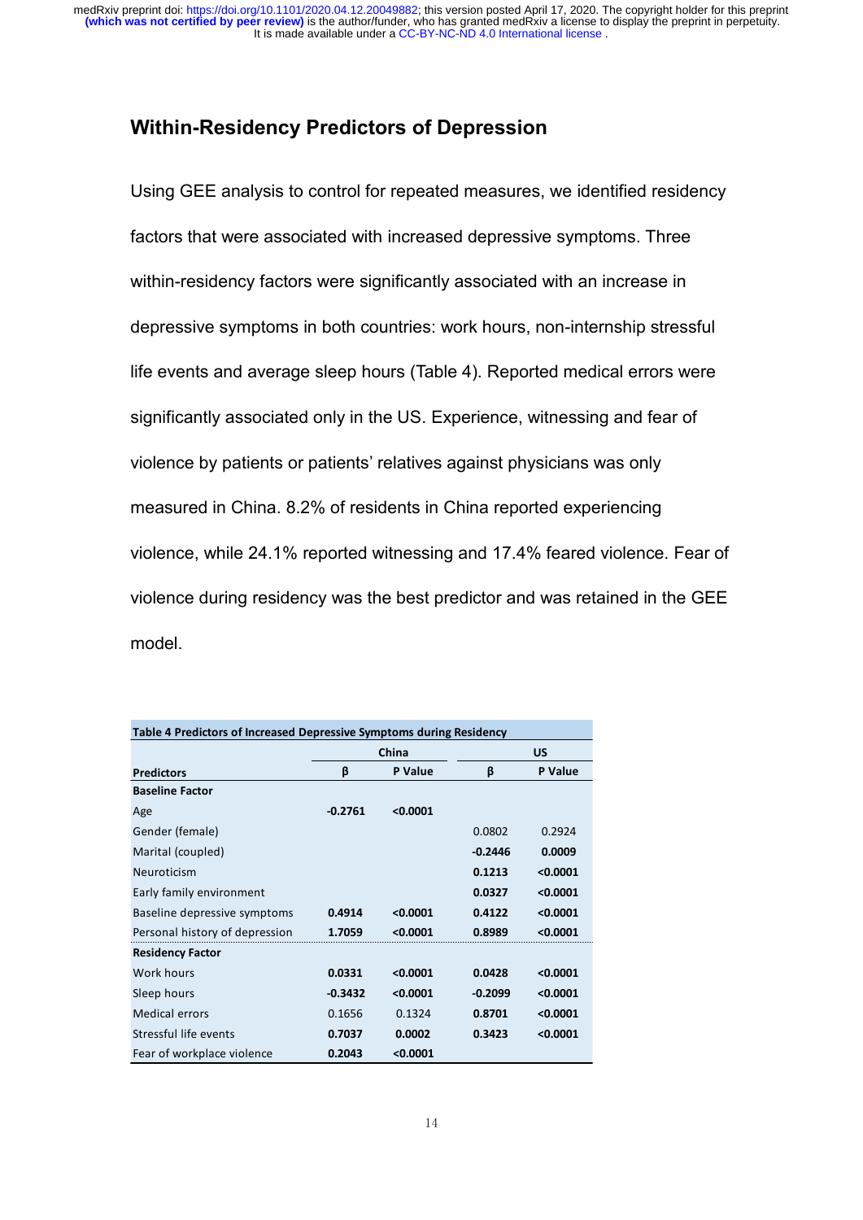## Within-Residency Predictors of Depression

Using GEE analysis to control for repeated measures, we identified residency factors that were associated with increased depressive symptoms. Three within-residency factors were significantly associated with an increase in depressive symptoms in both countries: work hours, non-internship stressful life events and average sleep hours (Table 4). Reported medical errors were significantly associated only in the US. Experience, witnessing and fear of violence by patients or patients' relatives against physicians was only measured in China. 8.2% of residents in China reported experiencing violence, while 24.1% reported witnessing and 17.4% feared violence. Fear of violence during residency was the best predictor and was retained in the GEE model.

**Table 4 Predictors of Increased Depressive Symptoms during Residency**

| | China | | US | |
|---|---|---|---|---|
| **Predictors** | **β** | **P Value** | **β** | **P Value** |
| **Baseline Factor** | | | | |
| Age | **-0.2761** | **<0.0001** | | |
| Gender (female) | | | 0.0802 | 0.2924 |
| Marital (coupled) | | | **-0.2446** | **0.0009** |
| Neuroticism | | | **0.1213** | **<0.0001** |
| Early family environment | | | **0.0327** | **<0.0001** |
| Baseline depressive symptoms | **0.4914** | **<0.0001** | **0.4122** | **<0.0001** |
| Personal history of depression | **1.7059** | **<0.0001** | **0.8989** | **<0.0001** |
| **Residency Factor** | | | | |
| Work hours | **0.0331** | **<0.0001** | **0.0428** | **<0.0001** |
| Sleep hours | **-0.3432** | **<0.0001** | **-0.2099** | **<0.0001** |
| Medical errors | 0.1656 | 0.1324 | **0.8701** | **<0.0001** |
| Stressful life events | **0.7037** | **0.0002** | **0.3423** | **<0.0001** |
| Fear of workplace violence | **0.2043** | **<0.0001** | | |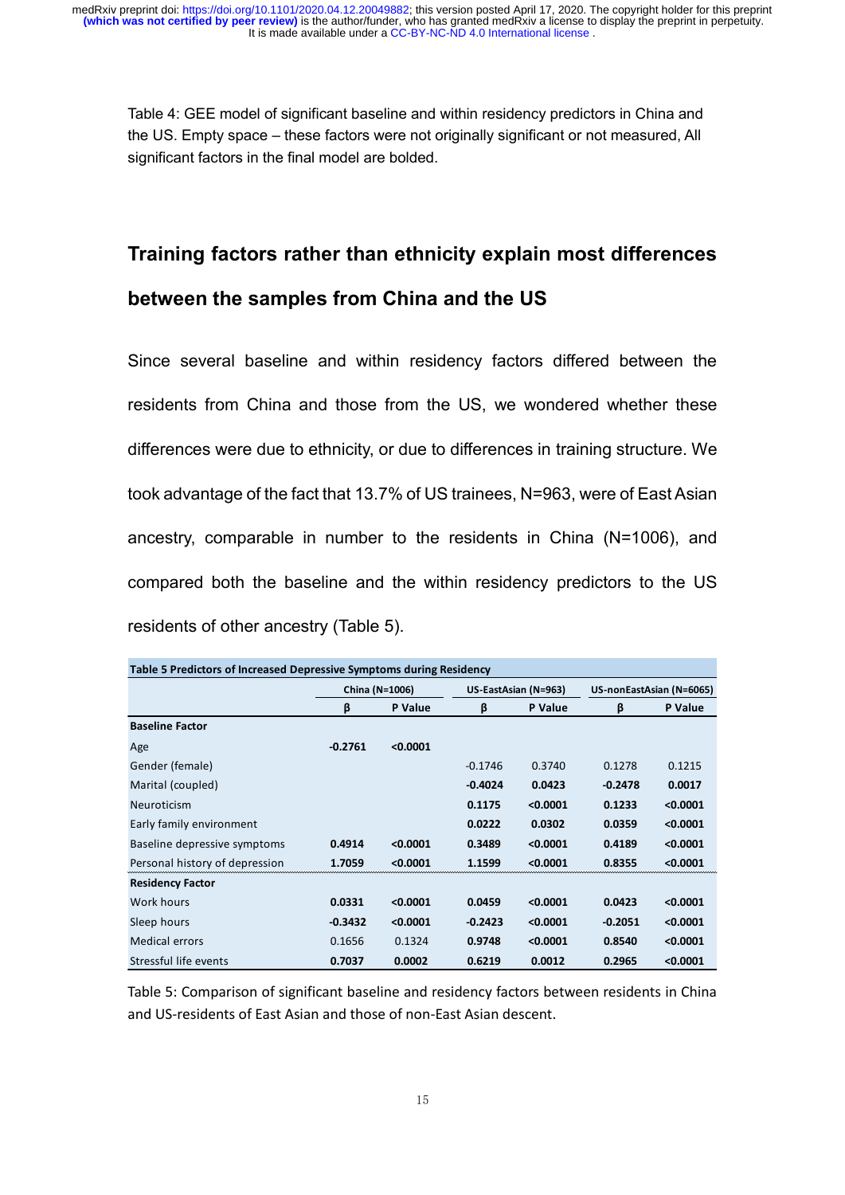Table 4: GEE model of significant baseline and within residency predictors in China and the US. Empty space – these factors were not originally significant or not measured, All significant factors in the final model are bolded.

## Training factors rather than ethnicity explain most differences between the samples from China and the US

Since several baseline and within residency factors differed between the residents from China and those from the US, we wondered whether these differences were due to ethnicity, or due to differences in training structure. We took advantage of the fact that 13.7% of US trainees, N=963, were of East Asian ancestry, comparable in number to the residents in China (N=1006), and compared both the baseline and the within residency predictors to the US residents of other ancestry (Table 5).

**Table 5 Predictors of Increased Depressive Symptoms during Residency**

| | China (N=1006) | | US-EastAsian (N=963) | | US-nonEastAsian (N=6065) | |
|---|---|---|---|---|---|---|
| | β | P Value | β | P Value | β | P Value |
| **Baseline Factor** | | | | | | |
| Age | **-0.2761** | **<0.0001** | | | | |
| Gender (female) | | | -0.1746 | 0.3740 | 0.1278 | 0.1215 |
| Marital (coupled) | | | **-0.4024** | **0.0423** | **-0.2478** | **0.0017** |
| Neuroticism | | | **0.1175** | **<0.0001** | **0.1233** | **<0.0001** |
| Early family environment | | | **0.0222** | **0.0302** | **0.0359** | **<0.0001** |
| Baseline depressive symptoms | **0.4914** | **<0.0001** | **0.3489** | **<0.0001** | **0.4189** | **<0.0001** |
| Personal history of depression | **1.7059** | **<0.0001** | **1.1599** | **<0.0001** | **0.8355** | **<0.0001** |
| **Residency Factor** | | | | | | |
| Work hours | **0.0331** | **<0.0001** | **0.0459** | **<0.0001** | **0.0423** | **<0.0001** |
| Sleep hours | **-0.3432** | **<0.0001** | **-0.2423** | **<0.0001** | **-0.2051** | **<0.0001** |
| Medical errors | 0.1656 | 0.1324 | **0.9748** | **<0.0001** | **0.8540** | **<0.0001** |
| Stressful life events | **0.7037** | **0.0002** | **0.6219** | **0.0012** | **0.2965** | **<0.0001** |

Table 5: Comparison of significant baseline and residency factors between residents in China and US-residents of East Asian and those of non-East Asian descent.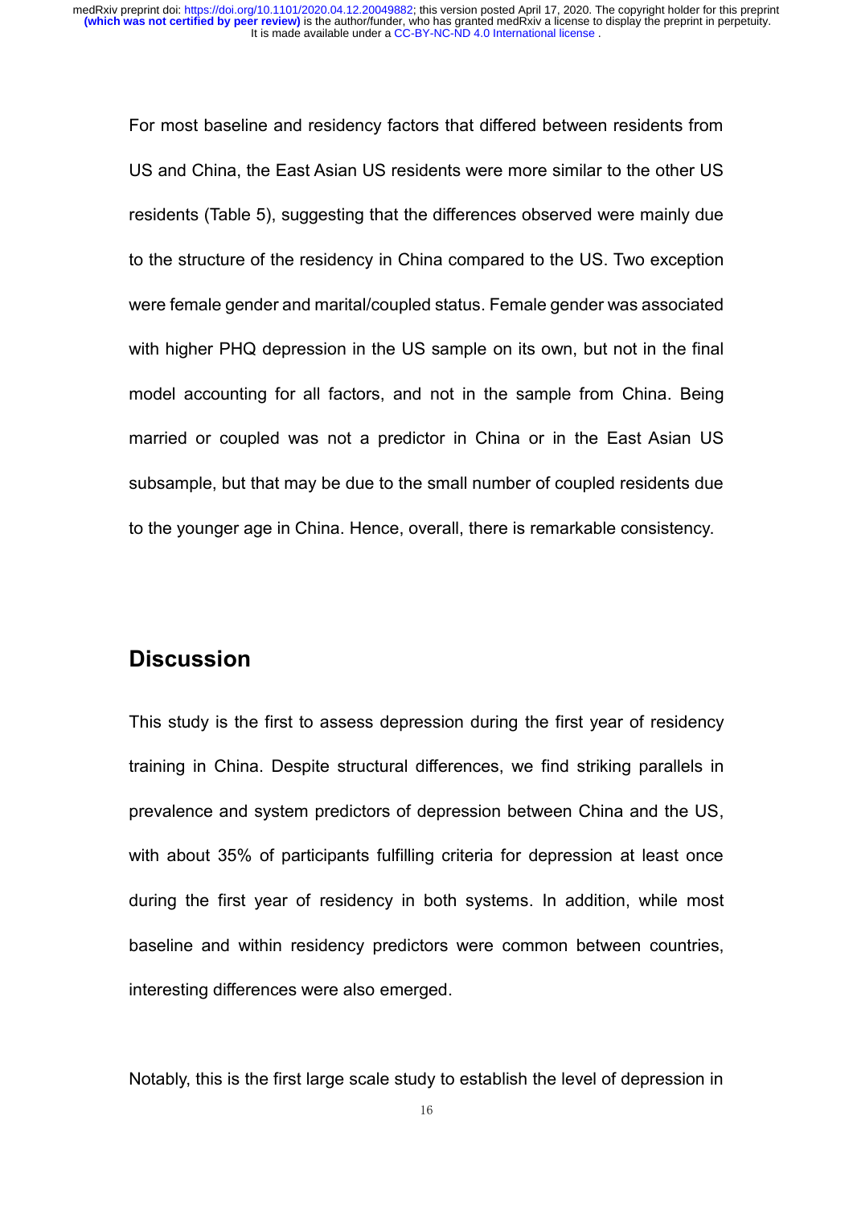For most baseline and residency factors that differed between residents from US and China, the East Asian US residents were more similar to the other US residents (Table 5), suggesting that the differences observed were mainly due to the structure of the residency in China compared to the US. Two exception were female gender and marital/coupled status. Female gender was associated with higher PHQ depression in the US sample on its own, but not in the final model accounting for all factors, and not in the sample from China. Being married or coupled was not a predictor in China or in the East Asian US subsample, but that may be due to the small number of coupled residents due to the younger age in China. Hence, overall, there is remarkable consistency.

## Discussion

This study is the first to assess depression during the first year of residency training in China. Despite structural differences, we find striking parallels in prevalence and system predictors of depression between China and the US, with about 35% of participants fulfilling criteria for depression at least once during the first year of residency in both systems. In addition, while most baseline and within residency predictors were common between countries, interesting differences were also emerged.

Notably, this is the first large scale study to establish the level of depression in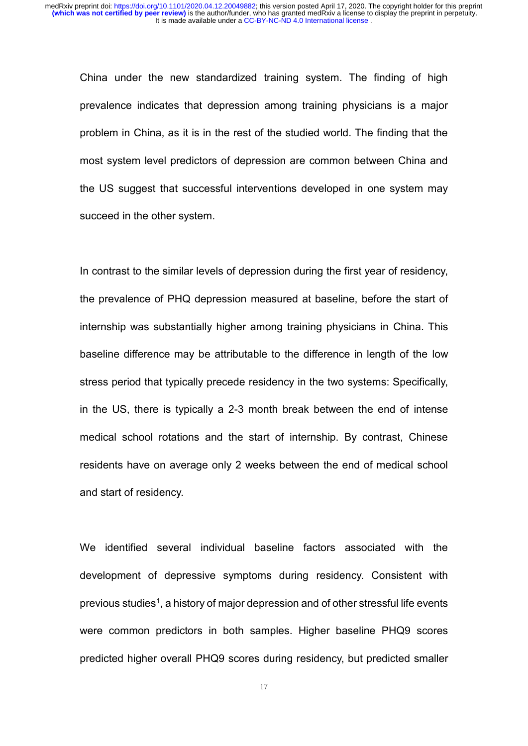China under the new standardized training system. The finding of high prevalence indicates that depression among training physicians is a major problem in China, as it is in the rest of the studied world. The finding that the most system level predictors of depression are common between China and the US suggest that successful interventions developed in one system may succeed in the other system.

In contrast to the similar levels of depression during the first year of residency, the prevalence of PHQ depression measured at baseline, before the start of internship was substantially higher among training physicians in China. This baseline difference may be attributable to the difference in length of the low stress period that typically precede residency in the two systems: Specifically, in the US, there is typically a 2-3 month break between the end of intense medical school rotations and the start of internship. By contrast, Chinese residents have on average only 2 weeks between the end of medical school and start of residency.

We identified several individual baseline factors associated with the development of depressive symptoms during residency. Consistent with previous studies[1], a history of major depression and of other stressful life events were common predictors in both samples. Higher baseline PHQ9 scores predicted higher overall PHQ9 scores during residency, but predicted smaller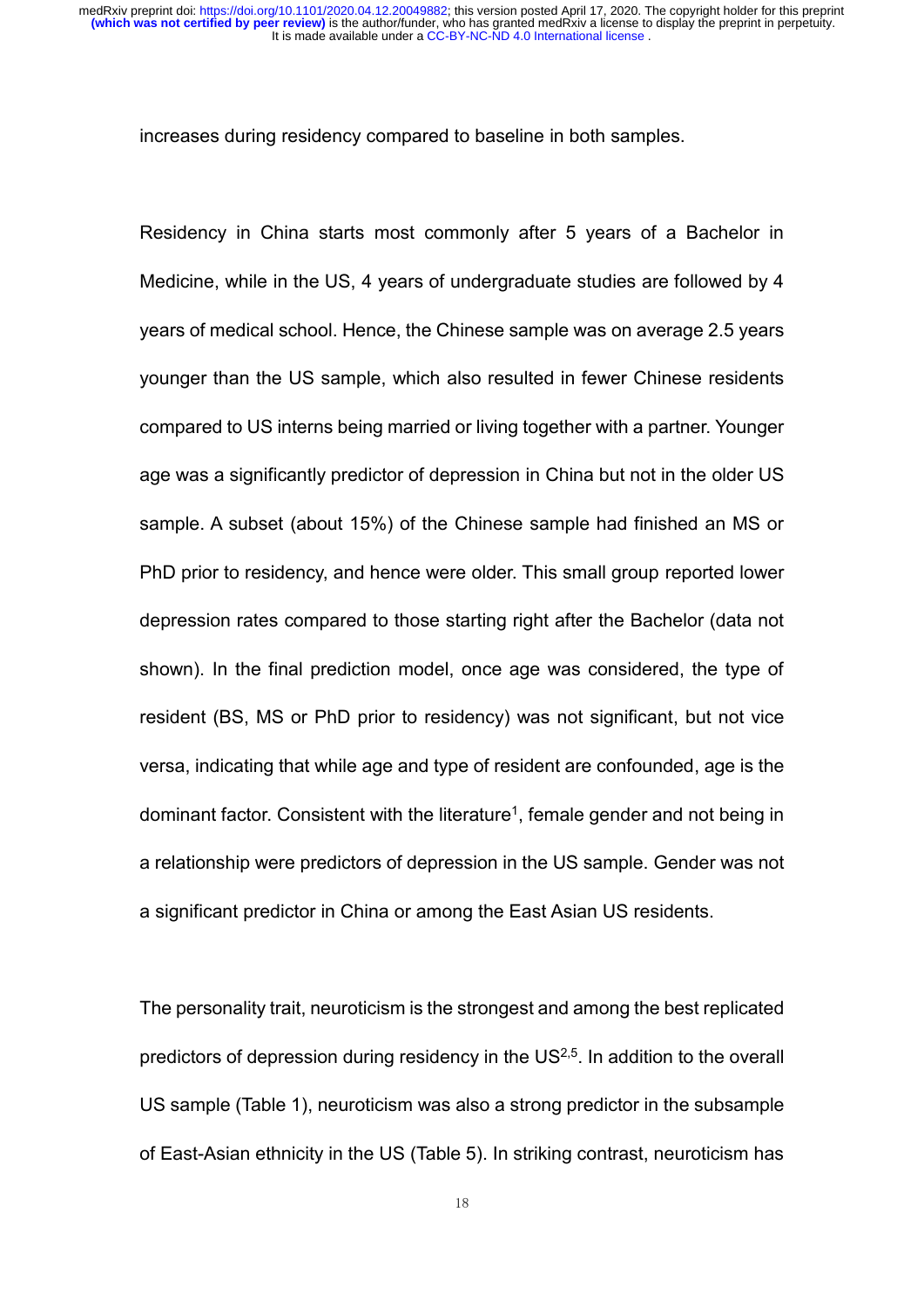increases during residency compared to baseline in both samples.

Residency in China starts most commonly after 5 years of a Bachelor in Medicine, while in the US, 4 years of undergraduate studies are followed by 4 years of medical school. Hence, the Chinese sample was on average 2.5 years younger than the US sample, which also resulted in fewer Chinese residents compared to US interns being married or living together with a partner. Younger age was a significantly predictor of depression in China but not in the older US sample. A subset (about 15%) of the Chinese sample had finished an MS or PhD prior to residency, and hence were older. This small group reported lower depression rates compared to those starting right after the Bachelor (data not shown). In the final prediction model, once age was considered, the type of resident (BS, MS or PhD prior to residency) was not significant, but not vice versa, indicating that while age and type of resident are confounded, age is the dominant factor. Consistent with the literature[1], female gender and not being in a relationship were predictors of depression in the US sample. Gender was not a significant predictor in China or among the East Asian US residents.

The personality trait, neuroticism is the strongest and among the best replicated predictors of depression during residency in the US[2,5]. In addition to the overall US sample (Table 1), neuroticism was also a strong predictor in the subsample of East-Asian ethnicity in the US (Table 5). In striking contrast, neuroticism has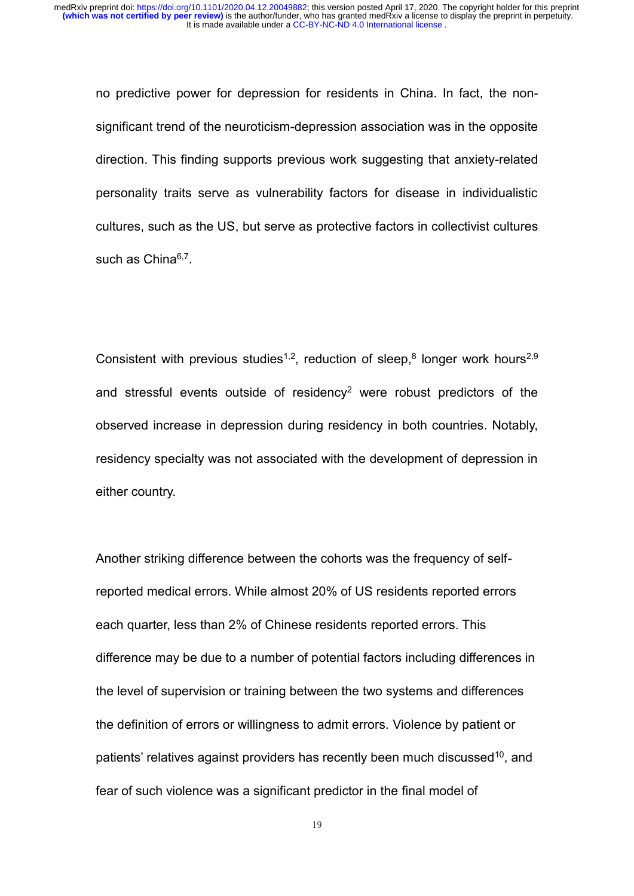no predictive power for depression for residents in China. In fact, the non-significant trend of the neuroticism-depression association was in the opposite direction. This finding supports previous work suggesting that anxiety-related personality traits serve as vulnerability factors for disease in individualistic cultures, such as the US, but serve as protective factors in collectivist cultures such as China[6,7].

Consistent with previous studies[1,2], reduction of sleep,[8] longer work hours[2,9] and stressful events outside of residency[2] were robust predictors of the observed increase in depression during residency in both countries. Notably, residency specialty was not associated with the development of depression in either country.

Another striking difference between the cohorts was the frequency of self-reported medical errors. While almost 20% of US residents reported errors each quarter, less than 2% of Chinese residents reported errors. This difference may be due to a number of potential factors including differences in the level of supervision or training between the two systems and differences the definition of errors or willingness to admit errors. Violence by patient or patients' relatives against providers has recently been much discussed[10], and fear of such violence was a significant predictor in the final model of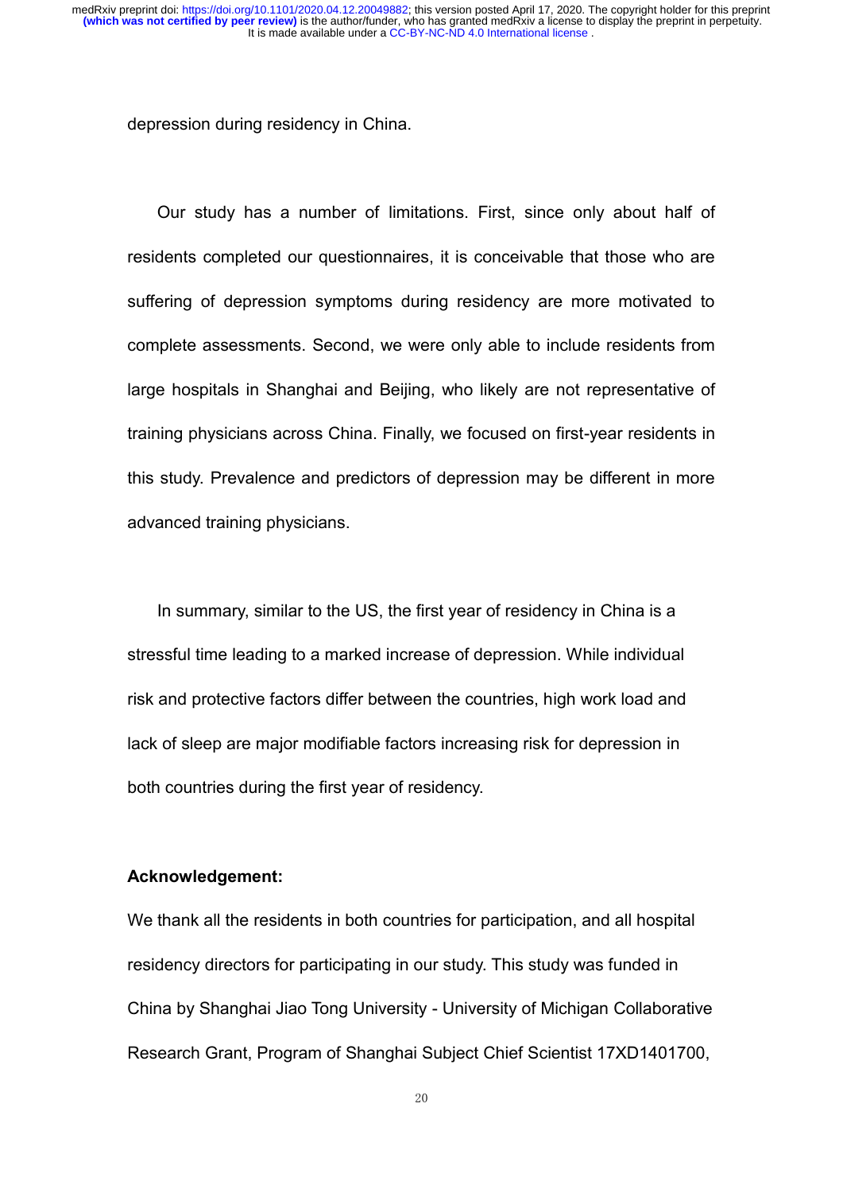depression during residency in China.

Our study has a number of limitations. First, since only about half of residents completed our questionnaires, it is conceivable that those who are suffering of depression symptoms during residency are more motivated to complete assessments. Second, we were only able to include residents from large hospitals in Shanghai and Beijing, who likely are not representative of training physicians across China. Finally, we focused on first-year residents in this study. Prevalence and predictors of depression may be different in more advanced training physicians.

In summary, similar to the US, the first year of residency in China is a stressful time leading to a marked increase of depression. While individual risk and protective factors differ between the countries, high work load and lack of sleep are major modifiable factors increasing risk for depression in both countries during the first year of residency.

**Acknowledgement:**

We thank all the residents in both countries for participation, and all hospital residency directors for participating in our study. This study was funded in China by Shanghai Jiao Tong University - University of Michigan Collaborative Research Grant, Program of Shanghai Subject Chief Scientist 17XD1401700,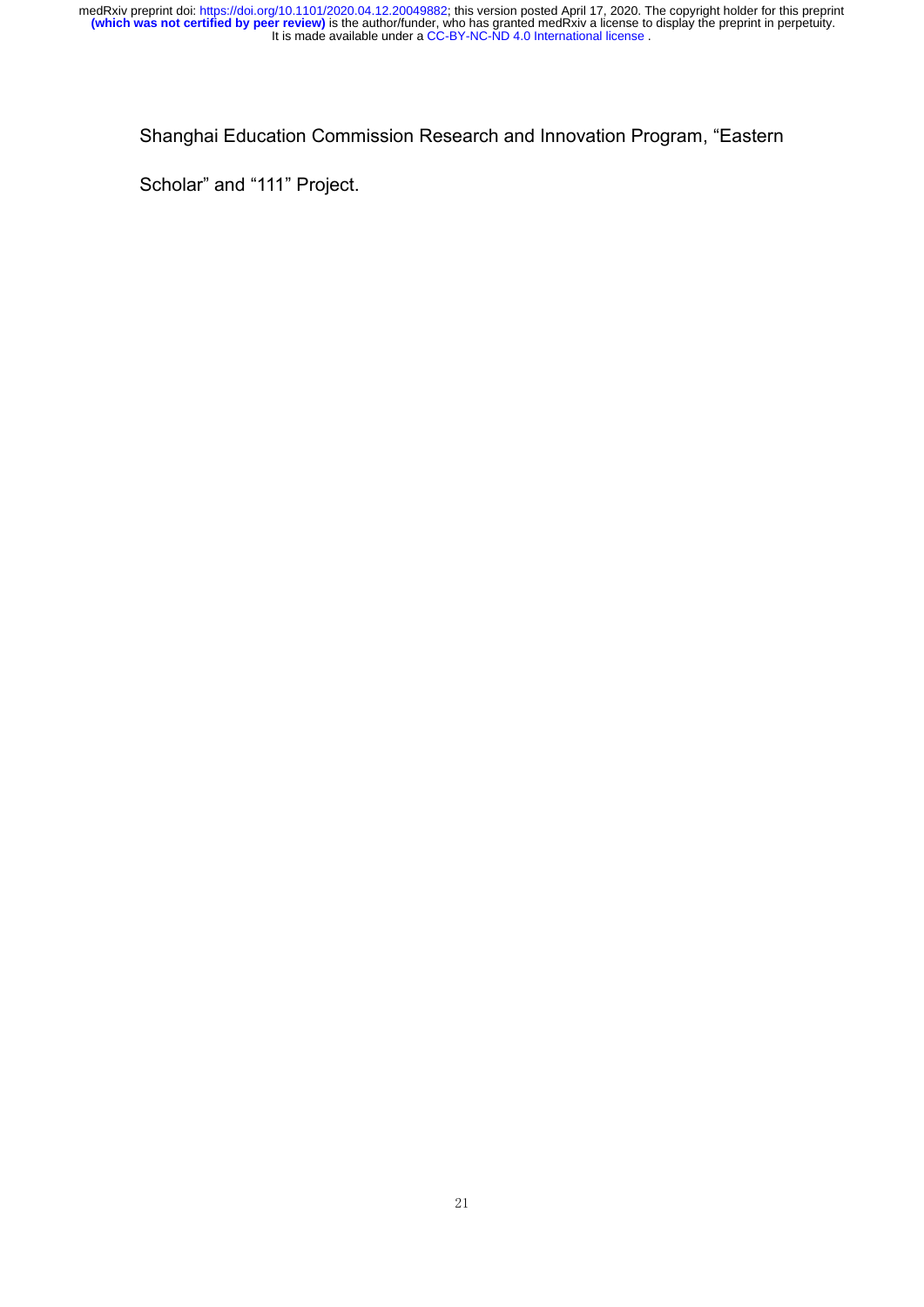Shanghai Education Commission Research and Innovation Program, “Eastern Scholar” and “111” Project.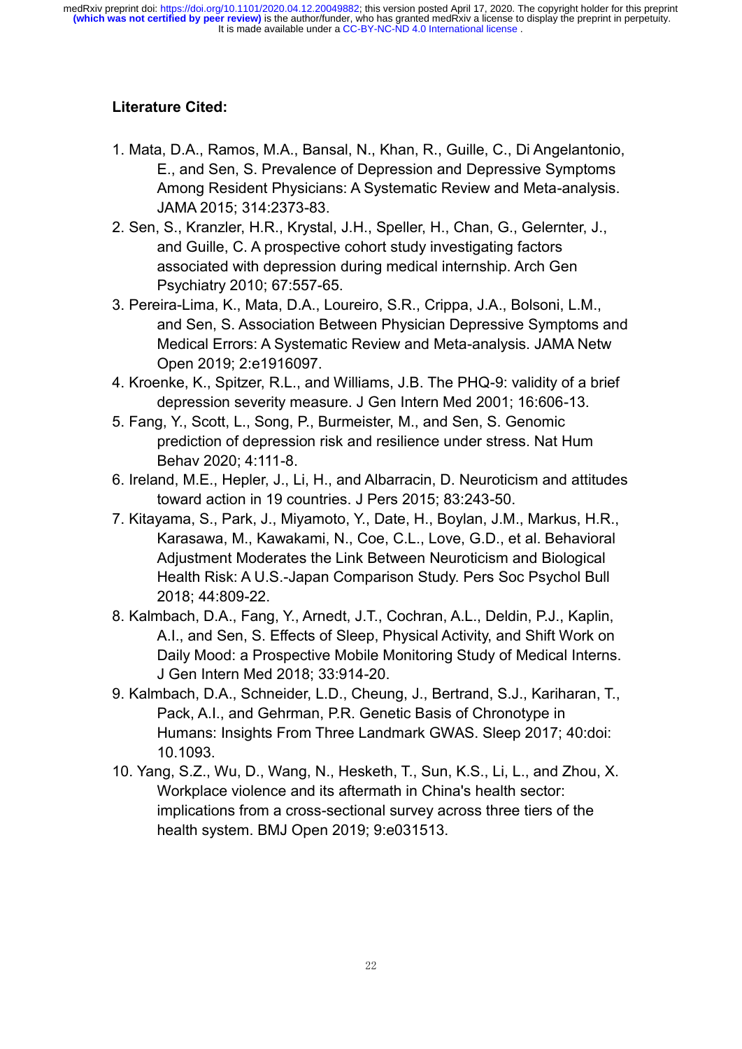## Literature Cited:

1. Mata, D.A., Ramos, M.A., Bansal, N., Khan, R., Guille, C., Di Angelantonio, E., and Sen, S. Prevalence of Depression and Depressive Symptoms Among Resident Physicians: A Systematic Review and Meta-analysis. JAMA 2015; 314:2373-83.
2. Sen, S., Kranzler, H.R., Krystal, J.H., Speller, H., Chan, G., Gelernter, J., and Guille, C. A prospective cohort study investigating factors associated with depression during medical internship. Arch Gen Psychiatry 2010; 67:557-65.
3. Pereira-Lima, K., Mata, D.A., Loureiro, S.R., Crippa, J.A., Bolsoni, L.M., and Sen, S. Association Between Physician Depressive Symptoms and Medical Errors: A Systematic Review and Meta-analysis. JAMA Netw Open 2019; 2:e1916097.
4. Kroenke, K., Spitzer, R.L., and Williams, J.B. The PHQ-9: validity of a brief depression severity measure. J Gen Intern Med 2001; 16:606-13.
5. Fang, Y., Scott, L., Song, P., Burmeister, M., and Sen, S. Genomic prediction of depression risk and resilience under stress. Nat Hum Behav 2020; 4:111-8.
6. Ireland, M.E., Hepler, J., Li, H., and Albarracin, D. Neuroticism and attitudes toward action in 19 countries. J Pers 2015; 83:243-50.
7. Kitayama, S., Park, J., Miyamoto, Y., Date, H., Boylan, J.M., Markus, H.R., Karasawa, M., Kawakami, N., Coe, C.L., Love, G.D., et al. Behavioral Adjustment Moderates the Link Between Neuroticism and Biological Health Risk: A U.S.-Japan Comparison Study. Pers Soc Psychol Bull 2018; 44:809-22.
8. Kalmbach, D.A., Fang, Y., Arnedt, J.T., Cochran, A.L., Deldin, P.J., Kaplin, A.I., and Sen, S. Effects of Sleep, Physical Activity, and Shift Work on Daily Mood: a Prospective Mobile Monitoring Study of Medical Interns. J Gen Intern Med 2018; 33:914-20.
9. Kalmbach, D.A., Schneider, L.D., Cheung, J., Bertrand, S.J., Kariharan, T., Pack, A.I., and Gehrman, P.R. Genetic Basis of Chronotype in Humans: Insights From Three Landmark GWAS. Sleep 2017; 40:doi: 10.1093.
10. Yang, S.Z., Wu, D., Wang, N., Hesketh, T., Sun, K.S., Li, L., and Zhou, X. Workplace violence and its aftermath in China's health sector: implications from a cross-sectional survey across three tiers of the health system. BMJ Open 2019; 9:e031513.